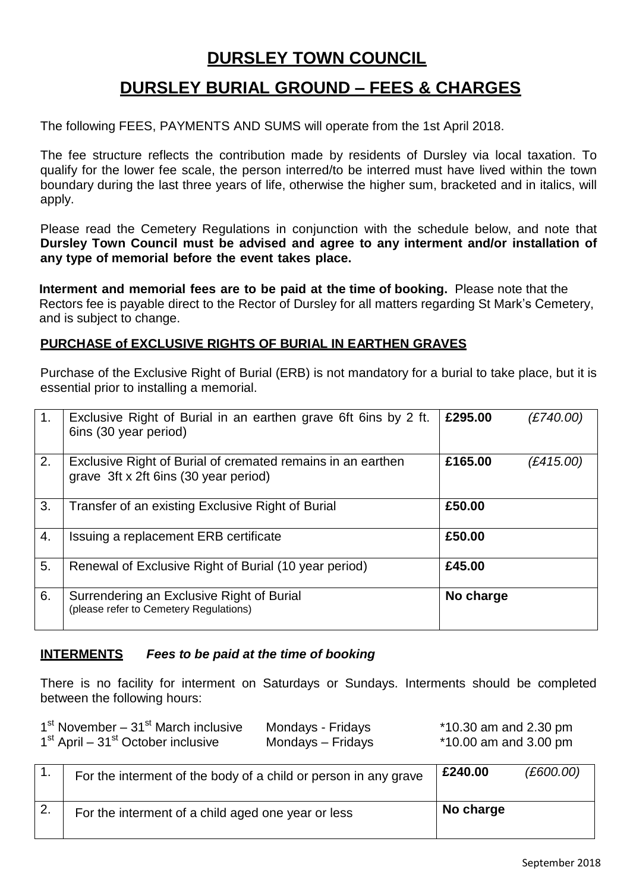# DURSLEY TOWN COUNCIL

# DURSLEY BURIAL GROUND – FEES & CHARGES

The following FEES, PAYMENTS AND SUMS will operate from the 1st April 2018.

The fee structure reflects the contribution made by residents of Dursley via local taxation. To qualify for the lower fee scale, the person interred/to be interred must have lived within the town boundary during the last three years of life, otherwise the higher sum, bracketed and in italics, will apply.

Please read the Cemetery Regulations in conjunction with the schedule below, and note that **Dursley Town Council must be advised and agree to any interment and/or installation of any type of memorial before the event takes place.**

**Interment and memorial fees are to be paid at the time of booking.** Please note that the Rectors fee is payable direct to the Rector of Dursley for all matters regarding St Mark's Cemetery, and is subject to change.

## PURCHASE of EXCLUSIVE RIGHTS OF BURIAL IN EARTHEN GRAVES

Purchase of the Exclusive Right of Burial (ERB) is not mandatory for a burial to take place, but it is essential prior to installing a memorial.

| | | |
|---|---|---|
| 1. | Exclusive Right of Burial in an earthen grave 6ft 6ins by 2 ft. 6ins (30 year period) | **£295.00** *(£740.00)* |
| 2. | Exclusive Right of Burial of cremated remains in an earthen grave 3ft x 2ft 6ins (30 year period) | **£165.00** *(£415.00)* |
| 3. | Transfer of an existing Exclusive Right of Burial | **£50.00** |
| 4. | Issuing a replacement ERB certificate | **£50.00** |
| 5. | Renewal of Exclusive Right of Burial (10 year period) | **£45.00** |
| 6. | Surrendering an Exclusive Right of Burial (please refer to Cemetery Regulations) | **No charge** |

## INTERMENTS *Fees to be paid at the time of booking*

There is no facility for interment on Saturdays or Sundays. Interments should be completed between the following hours:

| | | |
|---|---|---|
| 1st November – 31st March inclusive | Mondays - Fridays | *10.30 am and 2.30 pm |
| 1st April – 31st October inclusive | Mondays – Fridays | *10.00 am and 3.00 pm |

| | | |
|---|---|---|
| 1. | For the interment of the body of a child or person in any grave | **£240.00** *(£600.00)* |
| 2. | For the interment of a child aged one year or less | **No charge** |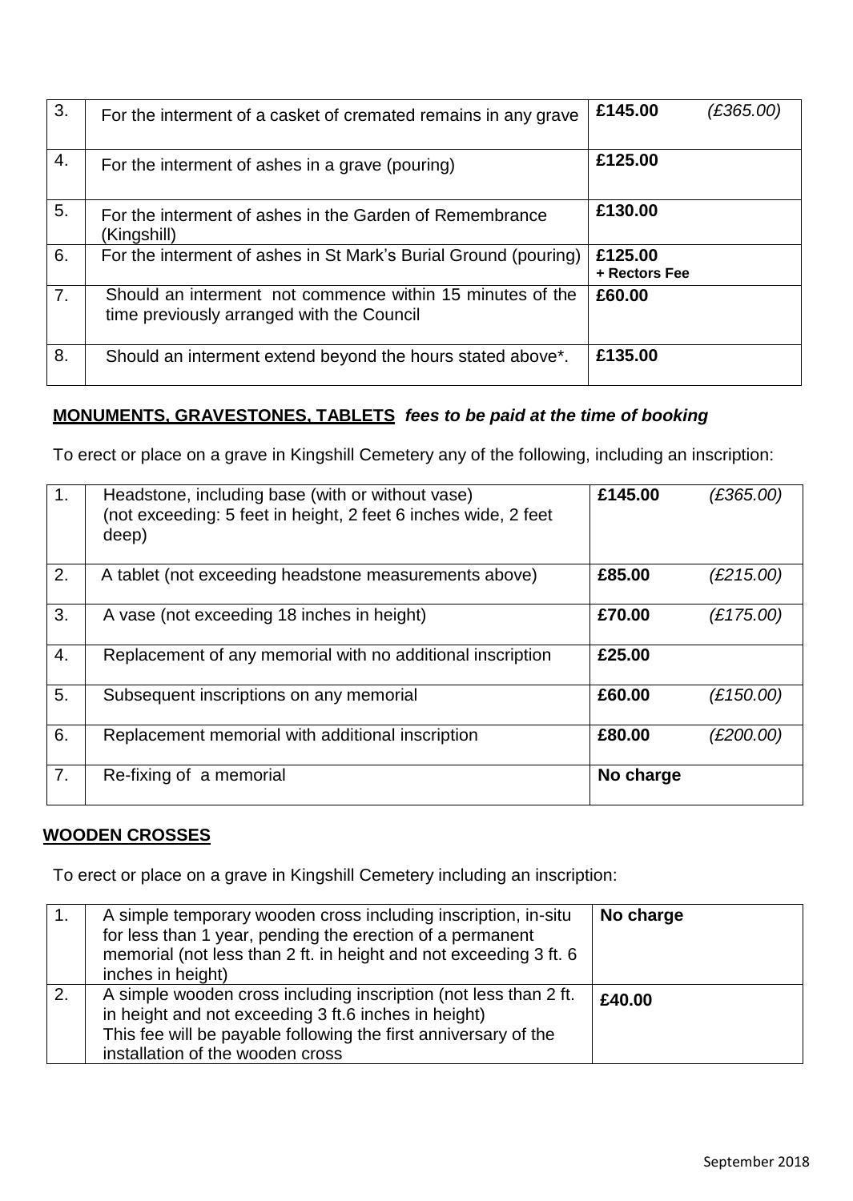| 3. | For the interment of a casket of cremated remains in any grave | **£145.00** | *(£365.00)* |
|---|---|---|---|
| 4. | For the interment of ashes in a grave (pouring) | **£125.00** | |
| 5. | For the interment of ashes in the Garden of Remembrance (Kingshill) | **£130.00** | |
| 6. | For the interment of ashes in St Mark's Burial Ground (pouring) | **£125.00 + Rectors Fee** | |
| 7. | Should an interment not commence within 15 minutes of the time previously arranged with the Council | **£60.00** | |
| 8. | Should an interment extend beyond the hours stated above*. | **£135.00** | |

**MONUMENTS, GRAVESTONES, TABLETS** ***fees to be paid at the time of booking***

To erect or place on a grave in Kingshill Cemetery any of the following, including an inscription:

| 1. | Headstone, including base (with or without vase) (not exceeding: 5 feet in height, 2 feet 6 inches wide, 2 feet deep) | **£145.00** | *(£365.00)* |
|---|---|---|---|
| 2. | A tablet (not exceeding headstone measurements above) | **£85.00** | *(£215.00)* |
| 3. | A vase (not exceeding 18 inches in height) | **£70.00** | *(£175.00)* |
| 4. | Replacement of any memorial with no additional inscription | **£25.00** | |
| 5. | Subsequent inscriptions on any memorial | **£60.00** | *(£150.00)* |
| 6. | Replacement memorial with additional inscription | **£80.00** | *(£200.00)* |
| 7. | Re-fixing of a memorial | **No charge** | |

**WOODEN CROSSES**

To erect or place on a grave in Kingshill Cemetery including an inscription:

| 1. | A simple temporary wooden cross including inscription, in-situ for less than 1 year, pending the erection of a permanent memorial (not less than 2 ft. in height and not exceeding 3 ft. 6 inches in height) | **No charge** |
|---|---|---|
| 2. | A simple wooden cross including inscription (not less than 2 ft. in height and not exceeding 3 ft.6 inches in height) This fee will be payable following the first anniversary of the installation of the wooden cross | **£40.00** |

September 2018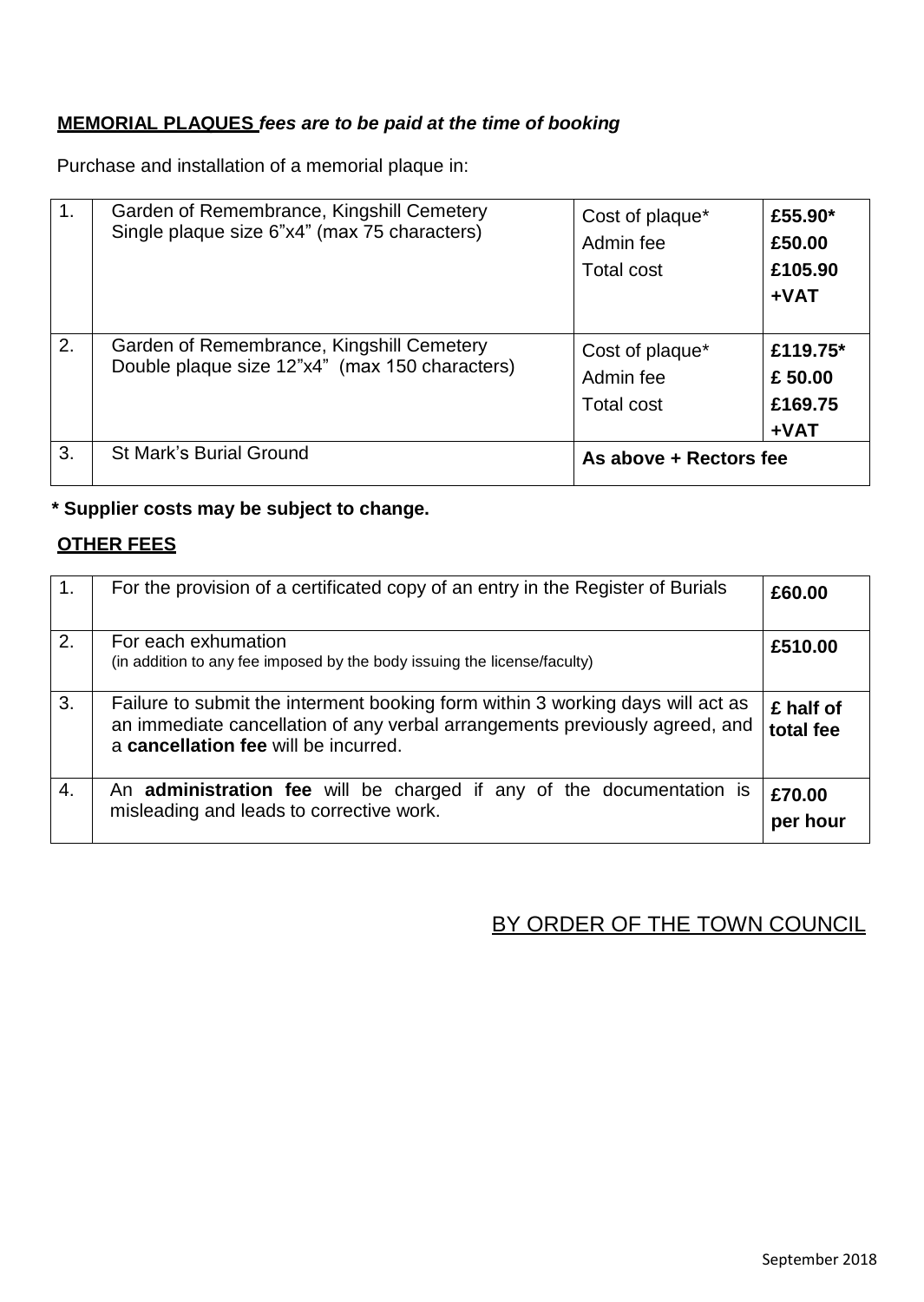**<u>MEMORIAL PLAQUES</u>** ***fees are to be paid at the time of booking***

Purchase and installation of a memorial plaque in:

| | | | |
|---|---|---|---|
| 1. | Garden of Remembrance, Kingshill Cemetery<br>Single plaque size 6"x4" (max 75 characters) | Cost of plaque*<br>Admin fee<br>Total cost | **£55.90***<br>**£50.00**<br>**£105.90**<br>**+VAT** |
| 2. | Garden of Remembrance, Kingshill Cemetery<br>Double plaque size 12"x4" (max 150 characters) | Cost of plaque*<br>Admin fee<br>Total cost | **£119.75***<br>**£ 50.00**<br>**£169.75**<br>**+VAT** |
| 3. | St Mark's Burial Ground | **As above + Rectors fee** | |

**\* Supplier costs may be subject to change.**

**<u>OTHER FEES</u>**

| | | |
|---|---|---|
| 1. | For the provision of a certificated copy of an entry in the Register of Burials | **£60.00** |
| 2. | For each exhumation<br>(in addition to any fee imposed by the body issuing the license/faculty) | **£510.00** |
| 3. | Failure to submit the interment booking form within 3 working days will act as an immediate cancellation of any verbal arrangements previously agreed, and a **cancellation fee** will be incurred. | **£ half of total fee** |
| 4. | An **administration fee** will be charged if any of the documentation is misleading and leads to corrective work. | **£70.00 per hour** |

<u>BY ORDER OF THE TOWN COUNCIL</u>

September 2018